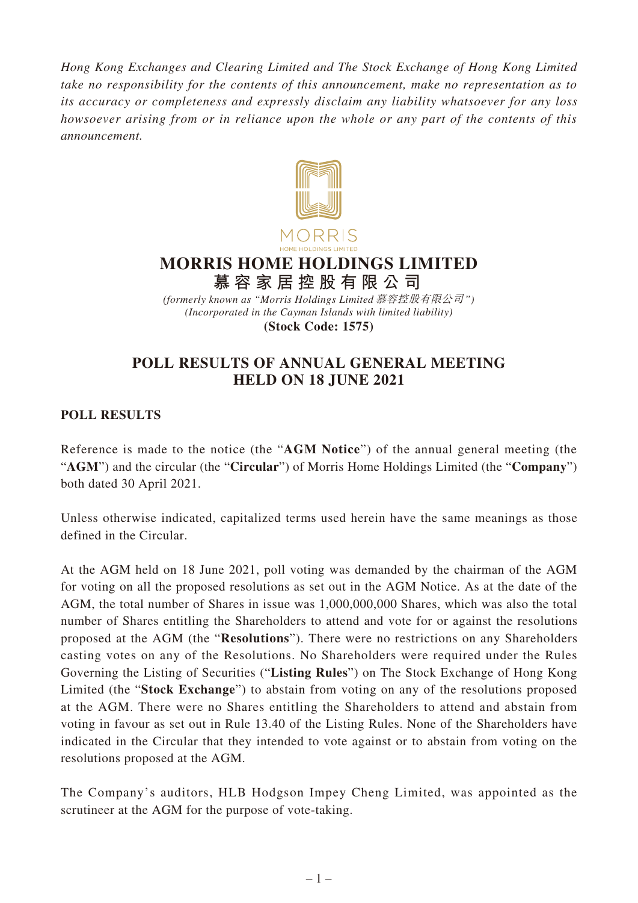*Hong Kong Exchanges and Clearing Limited and The Stock Exchange of Hong Kong Limited take no responsibility for the contents of this announcement, make no representation as to its accuracy or completeness and expressly disclaim any liability whatsoever for any loss howsoever arising from or in reliance upon the whole or any part of the contents of this announcement.*

MORRIS
HOME HOLDINGS LIMITED

# MORRIS HOME HOLDINGS LIMITED
# 慕容家居控股有限公司

*(formerly known as "Morris Holdings Limited 慕容控股有限公司")*
*(Incorporated in the Cayman Islands with limited liability)*
**(Stock Code: 1575)**

## POLL RESULTS OF ANNUAL GENERAL MEETING HELD ON 18 JUNE 2021

### POLL RESULTS

Reference is made to the notice (the "**AGM Notice**") of the annual general meeting (the "**AGM**") and the circular (the "**Circular**") of Morris Home Holdings Limited (the "**Company**") both dated 30 April 2021.

Unless otherwise indicated, capitalized terms used herein have the same meanings as those defined in the Circular.

At the AGM held on 18 June 2021, poll voting was demanded by the chairman of the AGM for voting on all the proposed resolutions as set out in the AGM Notice. As at the date of the AGM, the total number of Shares in issue was 1,000,000,000 Shares, which was also the total number of Shares entitling the Shareholders to attend and vote for or against the resolutions proposed at the AGM (the "**Resolutions**"). There were no restrictions on any Shareholders casting votes on any of the Resolutions. No Shareholders were required under the Rules Governing the Listing of Securities ("**Listing Rules**") on The Stock Exchange of Hong Kong Limited (the "**Stock Exchange**") to abstain from voting on any of the resolutions proposed at the AGM. There were no Shares entitling the Shareholders to attend and abstain from voting in favour as set out in Rule 13.40 of the Listing Rules. None of the Shareholders have indicated in the Circular that they intended to vote against or to abstain from voting on the resolutions proposed at the AGM.

The Company's auditors, HLB Hodgson Impey Cheng Limited, was appointed as the scrutineer at the AGM for the purpose of vote-taking.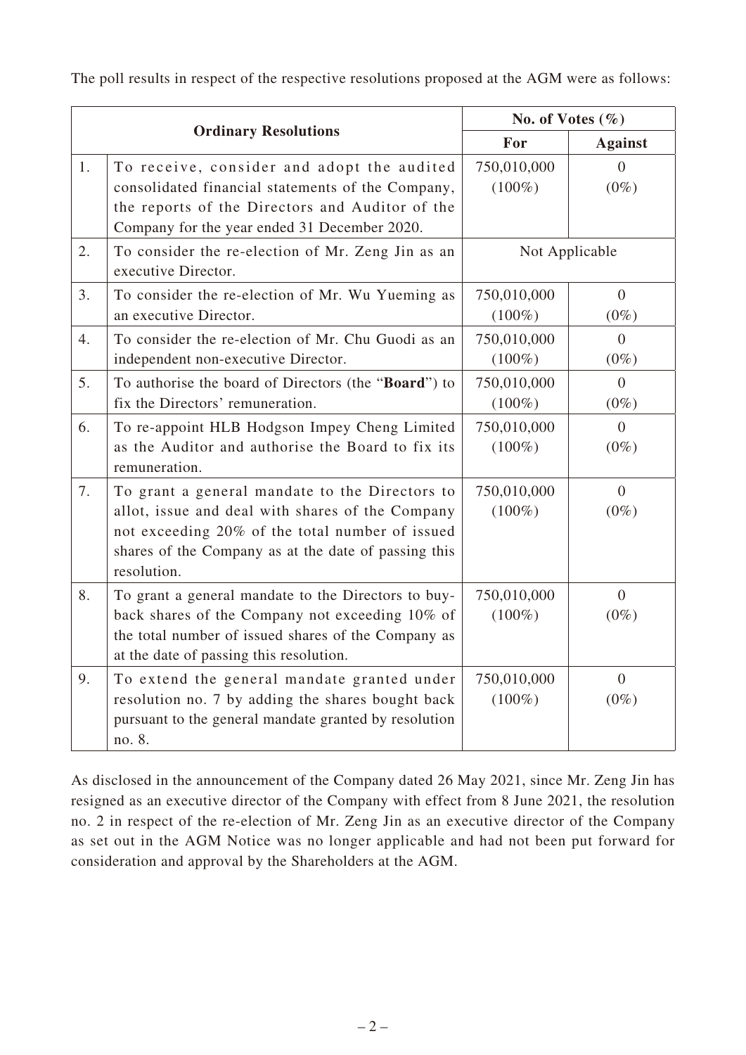The poll results in respect of the respective resolutions proposed at the AGM were as follows:

| | Ordinary Resolutions | No. of Votes (%) | |
|---|---|---|---|
| | | **For** | **Against** |
| 1. | To receive, consider and adopt the audited consolidated financial statements of the Company, the reports of the Directors and Auditor of the Company for the year ended 31 December 2020. | 750,010,000 (100%) | 0 (0%) |
| 2. | To consider the re-election of Mr. Zeng Jin as an executive Director. | Not Applicable | |
| 3. | To consider the re-election of Mr. Wu Yueming as an executive Director. | 750,010,000 (100%) | 0 (0%) |
| 4. | To consider the re-election of Mr. Chu Guodi as an independent non-executive Director. | 750,010,000 (100%) | 0 (0%) |
| 5. | To authorise the board of Directors (the "**Board**") to fix the Directors' remuneration. | 750,010,000 (100%) | 0 (0%) |
| 6. | To re-appoint HLB Hodgson Impey Cheng Limited as the Auditor and authorise the Board to fix its remuneration. | 750,010,000 (100%) | 0 (0%) |
| 7. | To grant a general mandate to the Directors to allot, issue and deal with shares of the Company not exceeding 20% of the total number of issued shares of the Company as at the date of passing this resolution. | 750,010,000 (100%) | 0 (0%) |
| 8. | To grant a general mandate to the Directors to buy-back shares of the Company not exceeding 10% of the total number of issued shares of the Company as at the date of passing this resolution. | 750,010,000 (100%) | 0 (0%) |
| 9. | To extend the general mandate granted under resolution no. 7 by adding the shares bought back pursuant to the general mandate granted by resolution no. 8. | 750,010,000 (100%) | 0 (0%) |

As disclosed in the announcement of the Company dated 26 May 2021, since Mr. Zeng Jin has resigned as an executive director of the Company with effect from 8 June 2021, the resolution no. 2 in respect of the re-election of Mr. Zeng Jin as an executive director of the Company as set out in the AGM Notice was no longer applicable and had not been put forward for consideration and approval by the Shareholders at the AGM.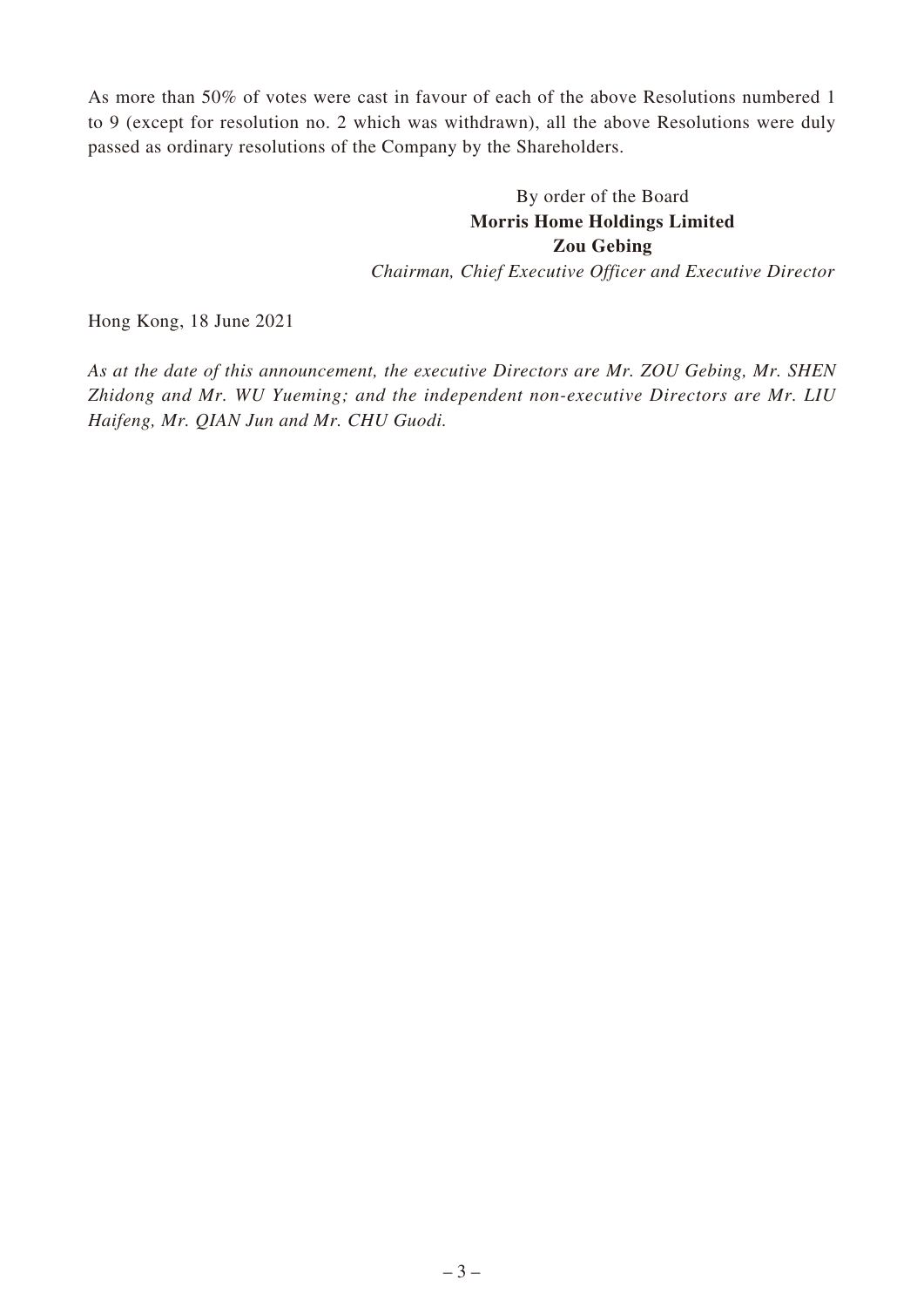As more than 50% of votes were cast in favour of each of the above Resolutions numbered 1 to 9 (except for resolution no. 2 which was withdrawn), all the above Resolutions were duly passed as ordinary resolutions of the Company by the Shareholders.

By order of the Board
**Morris Home Holdings Limited**
**Zou Gebing**
*Chairman, Chief Executive Officer and Executive Director*

Hong Kong, 18 June 2021

*As at the date of this announcement, the executive Directors are Mr. ZOU Gebing, Mr. SHEN Zhidong and Mr. WU Yueming; and the independent non-executive Directors are Mr. LIU Haifeng, Mr. QIAN Jun and Mr. CHU Guodi.*